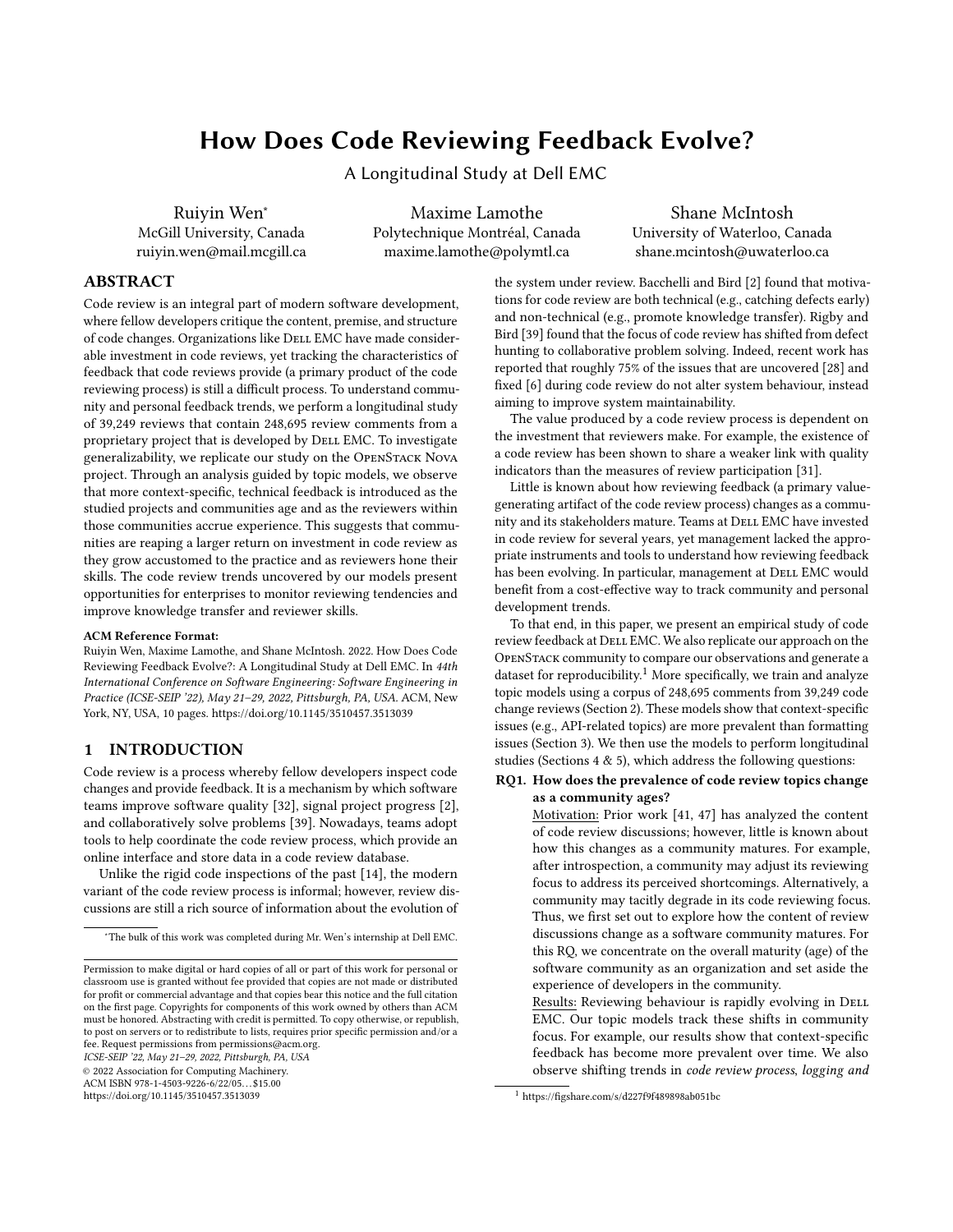# How Does Code Reviewing Feedback Evolve?

## A Longitudinal Study at Dell EMC

Ruiyin Wen*
McGill University, Canada
ruiyin.wen@mail.mcgill.ca

Maxime Lamothe
Polytechnique Montréal, Canada
maxime.lamothe@polymtl.ca

Shane McIntosh
University of Waterloo, Canada
shane.mcintosh@uwaterloo.ca

## ABSTRACT

Code review is an integral part of modern software development, where fellow developers critique the content, premise, and structure of code changes. Organizations like Dell EMC have made considerable investment in code reviews, yet tracking the characteristics of feedback that code reviews provide (a primary product of the code reviewing process) is still a difficult process. To understand community and personal feedback trends, we perform a longitudinal study of 39,249 reviews that contain 248,695 review comments from a proprietary project that is developed by Dell EMC. To investigate generalizability, we replicate our study on the OpenStack Nova project. Through an analysis guided by topic models, we observe that more context-specific, technical feedback is introduced as the studied projects and communities age and as the reviewers within those communities accrue experience. This suggests that communities are reaping a larger return on investment in code review as they grow accustomed to the practice and as reviewers hone their skills. The code review trends uncovered by our models present opportunities for enterprises to monitor reviewing tendencies and improve knowledge transfer and reviewer skills.

**ACM Reference Format:**
Ruiyin Wen, Maxime Lamothe, and Shane McIntosh. 2022. How Does Code Reviewing Feedback Evolve?: A Longitudinal Study at Dell EMC. In *44th International Conference on Software Engineering: Software Engineering in Practice (ICSE-SEIP '22), May 21–29, 2022, Pittsburgh, PA, USA.* ACM, New York, NY, USA, 10 pages. https://doi.org/10.1145/3510457.3513039

## 1 INTRODUCTION

Code review is a process whereby fellow developers inspect code changes and provide feedback. It is a mechanism by which software teams improve software quality [32], signal project progress [2], and collaboratively solve problems [39]. Nowadays, teams adopt tools to help coordinate the code review process, which provide an online interface and store data in a code review database.

Unlike the rigid code inspections of the past [14], the modern variant of the code review process is informal; however, review discussions are still a rich source of information about the evolution of the system under review. Bacchelli and Bird [2] found that motivations for code review are both technical (e.g., catching defects early) and non-technical (e.g., promote knowledge transfer). Rigby and Bird [39] found that the focus of code review has shifted from defect hunting to collaborative problem solving. Indeed, recent work has reported that roughly 75% of the issues that are uncovered [28] and fixed [6] during code review do not alter system behaviour, instead aiming to improve system maintainability.

The value produced by a code review process is dependent on the investment that reviewers make. For example, the existence of a code review has been shown to share a weaker link with quality indicators than the measures of review participation [31].

Little is known about how reviewing feedback (a primary value-generating artifact of the code review process) changes as a community and its stakeholders mature. Teams at Dell EMC have invested in code review for several years, yet management lacked the appropriate instruments and tools to understand how reviewing feedback has been evolving. In particular, management at Dell EMC would benefit from a cost-effective way to track community and personal development trends.

To that end, in this paper, we present an empirical study of code review feedback at Dell EMC. We also replicate our approach on the OpenStack community to compare our observations and generate a dataset for reproducibility.[1] More specifically, we train and analyze topic models using a corpus of 248,695 comments from 39,249 code change reviews (Section 2). These models show that context-specific issues (e.g., API-related topics) are more prevalent than formatting issues (Section 3). We then use the models to perform longitudinal studies (Sections 4 & 5), which address the following questions:

**RQ1. How does the prevalence of code review topics change as a community ages?**

Motivation: Prior work [41, 47] has analyzed the content of code review discussions; however, little is known about how this changes as a community matures. For example, after introspection, a community may adjust its reviewing focus to address its perceived shortcomings. Alternatively, a community may tacitly degrade in its code reviewing focus. Thus, we first set out to explore how the content of review discussions change as a software community matures. For this RQ, we concentrate on the overall maturity (age) of the software community as an organization and set aside the experience of developers in the community.

Results: Reviewing behaviour is rapidly evolving in Dell EMC. Our topic models track these shifts in community focus. For example, our results show that context-specific feedback has become more prevalent over time. We also observe shifting trends in *code review process*, *logging and*

*The bulk of this work was completed during Mr. Wen's internship at Dell EMC.

Permission to make digital or hard copies of all or part of this work for personal or classroom use is granted without fee provided that copies are not made or distributed for profit or commercial advantage and that copies bear this notice and the full citation on the first page. Copyrights for components of this work owned by others than ACM must be honored. Abstracting with credit is permitted. To copy otherwise, or republish, to post on servers or to redistribute to lists, requires prior specific permission and/or a fee. Request permissions from permissions@acm.org.
*ICSE-SEIP '22, May 21–29, 2022, Pittsburgh, PA, USA*
© 2022 Association for Computing Machinery.
ACM ISBN 978-1-4503-9226-6/22/05...$15.00
https://doi.org/10.1145/3510457.3513039

[1] https://figshare.com/s/d227f9f489898ab051bc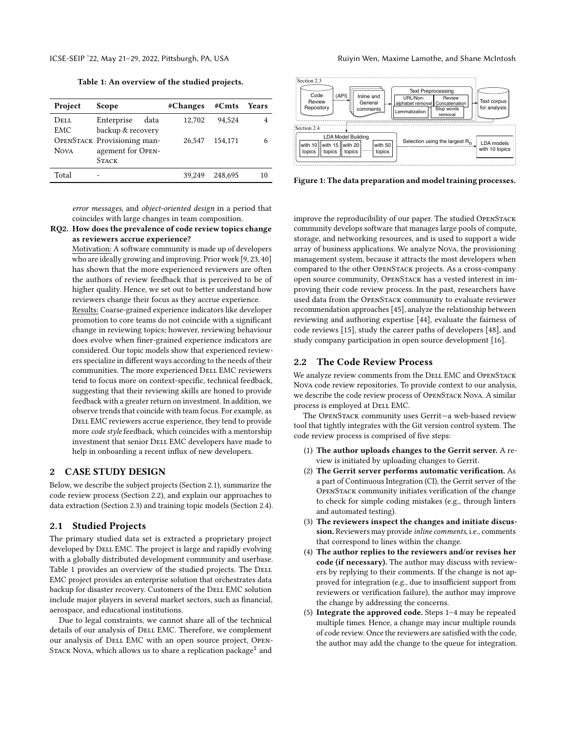**Table 1: An overview of the studied projects.**

| Project | Scope | #Changes | #Cmts | Years |
|---|---|---|---|---|
| Dell EMC | Enterprise data backup & recovery | 12,702 | 94,524 | 4 |
| OpenStack Nova | Provisioning management for OpenStack | 26,547 | 154,171 | 6 |
| Total | - | 39,249 | 248,695 | 10 |

*error messages*, and *object-oriented design* in a period that coincides with large changes in team composition.

**RQ2. How does the prevalence of code review topics change as reviewers accrue experience?**

Motivation: A software community is made up of developers who are ideally growing and improving. Prior work [9, 23, 40] has shown that the more experienced reviewers are often the authors of review feedback that is perceived to be of higher quality. Hence, we set out to better understand how reviewers change their focus as they accrue experience.

Results: Coarse-grained experience indicators like developer promotion to core teams do not coincide with a significant change in reviewing topics; however, reviewing behaviour does evolve when finer-grained experience indicators are considered. Our topic models show that experienced reviewers specialize in different ways according to the needs of their communities. The more experienced Dell EMC reviewers tend to focus more on context-specific, technical feedback, suggesting that their reviewing skills are honed to provide feedback with a greater return on investment. In addition, we observe trends that coincide with team focus. For example, as Dell EMC reviewers accrue experience, they tend to provide more *code style* feedback, which coincides with a mentorship investment that senior Dell EMC developers have made to help in onboarding a recent influx of new developers.

## 2 CASE STUDY DESIGN

Below, we describe the subject projects (Section 2.1), summarize the code review process (Section 2.2), and explain our approaches to data extraction (Section 2.3) and training topic models (Section 2.4).

### 2.1 Studied Projects

The primary studied data set is extracted a proprietary project developed by Dell EMC. The project is large and rapidly evolving with a globally distributed development community and userbase. Table 1 provides an overview of the studied projects. The Dell EMC project provides an enterprise solution that orchestrates data backup for disaster recovery. Customers of the Dell EMC solution include major players in several market sectors, such as financial, aerospace, and educational institutions.

Due to legal constraints, we cannot share all of the technical details of our analysis of Dell EMC. Therefore, we complement our analysis of Dell EMC with an open source project, OpenStack Nova, which allows us to share a replication package[1] and improve the reproducibility of our paper. The studied OpenStack community develops software that manages large pools of compute, storage, and networking resources, and is used to support a wide array of business applications. We analyze Nova, the provisioning management system, because it attracts the most developers when compared to the other OpenStack projects. As a cross-company open source community, OpenStack has a vested interest in improving their code review process. In the past, researchers have used data from the OpenStack community to evaluate reviewer recommendation approaches [45], analyze the relationship between reviewing and authoring expertise [44], evaluate the fairness of code reviews [15], study the career paths of developers [48], and study company participation in open source development [16].

Section 2.3: Code Review Repository → (API) → Inline and General comments → Text Preprocessing (URL/Non-alphabet removal, Review Concatenation, Lemmatization, Stop words removal) → Text corpus for analysis

Section 2.4: LDA Model Building (with 10 topics, with 15 topics, with 20 topics, ..., with 50 topics) → Selection using the largest $R_n$ → LDA models with 10 topics

**Figure 1: The data preparation and model training processes.**

### 2.2 The Code Review Process

We analyze review comments from the Dell EMC and OpenStack Nova code review repositories. To provide context to our analysis, we describe the code review process of OpenStack Nova. A similar process is employed at Dell EMC.

The OpenStack community uses Gerrit—a web-based review tool that tightly integrates with the Git version control system. The code review process is comprised of five steps:

1. **The author uploads changes to the Gerrit server.** A review is initiated by uploading changes to Gerrit.
2. **The Gerrit server performs automatic verification.** As a part of Continuous Integration (CI), the Gerrit server of the OpenStack community initiates verification of the change to check for simple coding mistakes (e.g., through linters and automated testing).
3. **The reviewers inspect the changes and initiate discussion.** Reviewers may provide *inline comments*, i.e., comments that correspond to lines within the change.
4. **The author replies to the reviewers and/or revises her code (if necessary).** The author may discuss with reviewers by replying to their comments. If the change is not approved for integration (e.g., due to insufficient support from reviewers or verification failure), the author may improve the change by addressing the concerns.
5. **Integrate the approved code.** Steps 1–4 may be repeated multiple times. Hence, a change may incur multiple rounds of code review. Once the reviewers are satisfied with the code, the author may add the change to the queue for integration.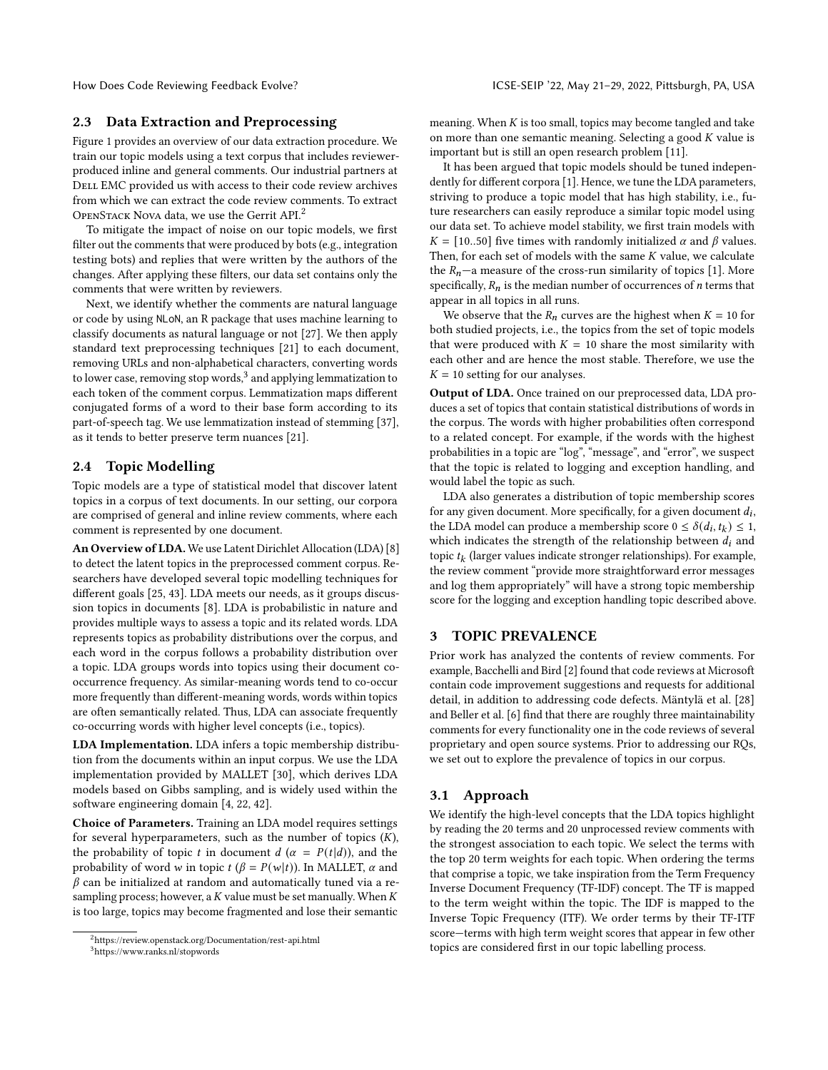## 2.3 Data Extraction and Preprocessing

Figure 1 provides an overview of our data extraction procedure. We train our topic models using a text corpus that includes reviewer-produced inline and general comments. Our industrial partners at Dell EMC provided us with access to their code review archives from which we can extract the code review comments. To extract OpenStack Nova data, we use the Gerrit API.[2]

To mitigate the impact of noise on our topic models, we first filter out the comments that were produced by bots (e.g., integration testing bots) and replies that were written by the authors of the changes. After applying these filters, our data set contains only the comments that were written by reviewers.

Next, we identify whether the comments are natural language or code by using NLoN, an R package that uses machine learning to classify documents as natural language or not [27]. We then apply standard text preprocessing techniques [21] to each document, removing URLs and non-alphabetical characters, converting words to lower case, removing stop words,[3] and applying lemmatization to each token of the comment corpus. Lemmatization maps different conjugated forms of a word to their base form according to its part-of-speech tag. We use lemmatization instead of stemming [37], as it tends to better preserve term nuances [21].

## 2.4 Topic Modelling

Topic models are a type of statistical model that discover latent topics in a corpus of text documents. In our setting, our corpora are comprised of general and inline review comments, where each comment is represented by one document.

**An Overview of LDA.** We use Latent Dirichlet Allocation (LDA) [8] to detect the latent topics in the preprocessed comment corpus. Researchers have developed several topic modelling techniques for different goals [25, 43]. LDA meets our needs, as it groups discussion topics in documents [8]. LDA is probabilistic in nature and provides multiple ways to assess a topic and its related words. LDA represents topics as probability distributions over the corpus, and each word in the corpus follows a probability distribution over a topic. LDA groups words into topics using their document co-occurrence frequency. As similar-meaning words tend to co-occur more frequently than different-meaning words, words within topics are often semantically related. Thus, LDA can associate frequently co-occurring words with higher level concepts (i.e., topics).

**LDA Implementation.** LDA infers a topic membership distribution from the documents within an input corpus. We use the LDA implementation provided by MALLET [30], which derives LDA models based on Gibbs sampling, and is widely used within the software engineering domain [4, 22, 42].

**Choice of Parameters.** Training an LDA model requires settings for several hyperparameters, such as the number of topics ($K$), the probability of topic $t$ in document $d$ ($\alpha = P(t|d)$), and the probability of word $w$ in topic $t$ ($\beta = P(w|t)$). In MALLET, $\alpha$ and $\beta$ can be initialized at random and automatically tuned via a re-sampling process; however, a $K$ value must be set manually. When $K$ is too large, topics may become fragmented and lose their semantic meaning. When $K$ is too small, topics may become tangled and take on more than one semantic meaning. Selecting a good $K$ value is important but is still an open research problem [11].

It has been argued that topic models should be tuned independently for different corpora [1]. Hence, we tune the LDA parameters, striving to produce a topic model that has high stability, i.e., future researchers can easily reproduce a similar topic model using our data set. To achieve model stability, we first train models with $K = [10..50]$ five times with randomly initialized $\alpha$ and $\beta$ values. Then, for each set of models with the same $K$ value, we calculate the $R_n$—a measure of the cross-run similarity of topics [1]. More specifically, $R_n$ is the median number of occurrences of $n$ terms that appear in all topics in all runs.

We observe that the $R_n$ curves are the highest when $K = 10$ for both studied projects, i.e., the topics from the set of topic models that were produced with $K = 10$ share the most similarity with each other and are hence the most stable. Therefore, we use the $K = 10$ setting for our analyses.

**Output of LDA.** Once trained on our preprocessed data, LDA produces a set of topics that contain statistical distributions of words in the corpus. The words with higher probabilities often correspond to a related concept. For example, if the words with the highest probabilities in a topic are "log", "message", and "error", we suspect that the topic is related to logging and exception handling, and would label the topic as such.

LDA also generates a distribution of topic membership scores for any given document. More specifically, for a given document $d_i$, the LDA model can produce a membership score $0 \leq \delta(d_i, t_k) \leq 1$, which indicates the strength of the relationship between $d_i$ and topic $t_k$ (larger values indicate stronger relationships). For example, the review comment "provide more straightforward error messages and log them appropriately" will have a strong topic membership score for the logging and exception handling topic described above.

# 3 TOPIC PREVALENCE

Prior work has analyzed the contents of review comments. For example, Bacchelli and Bird [2] found that code reviews at Microsoft contain code improvement suggestions and requests for additional detail, in addition to addressing code defects. Mäntylä et al. [28] and Beller et al. [6] find that there are roughly three maintainability comments for every functionality one in the code reviews of several proprietary and open source systems. Prior to addressing our RQs, we set out to explore the prevalence of topics in our corpus.

## 3.1 Approach

We identify the high-level concepts that the LDA topics highlight by reading the 20 terms and 20 unprocessed review comments with the strongest association to each topic. We select the terms with the top 20 term weights for each topic. When ordering the terms that comprise a topic, we take inspiration from the Term Frequency Inverse Document Frequency (TF-IDF) concept. The TF is mapped to the term weight within the topic. The IDF is mapped to the Inverse Topic Frequency (ITF). We order terms by their TF-ITF score—terms with high term weight scores that appear in few other topics are considered first in our topic labelling process.

---

[2] https://review.openstack.org/Documentation/rest-api.html

[3] https://www.ranks.nl/stopwords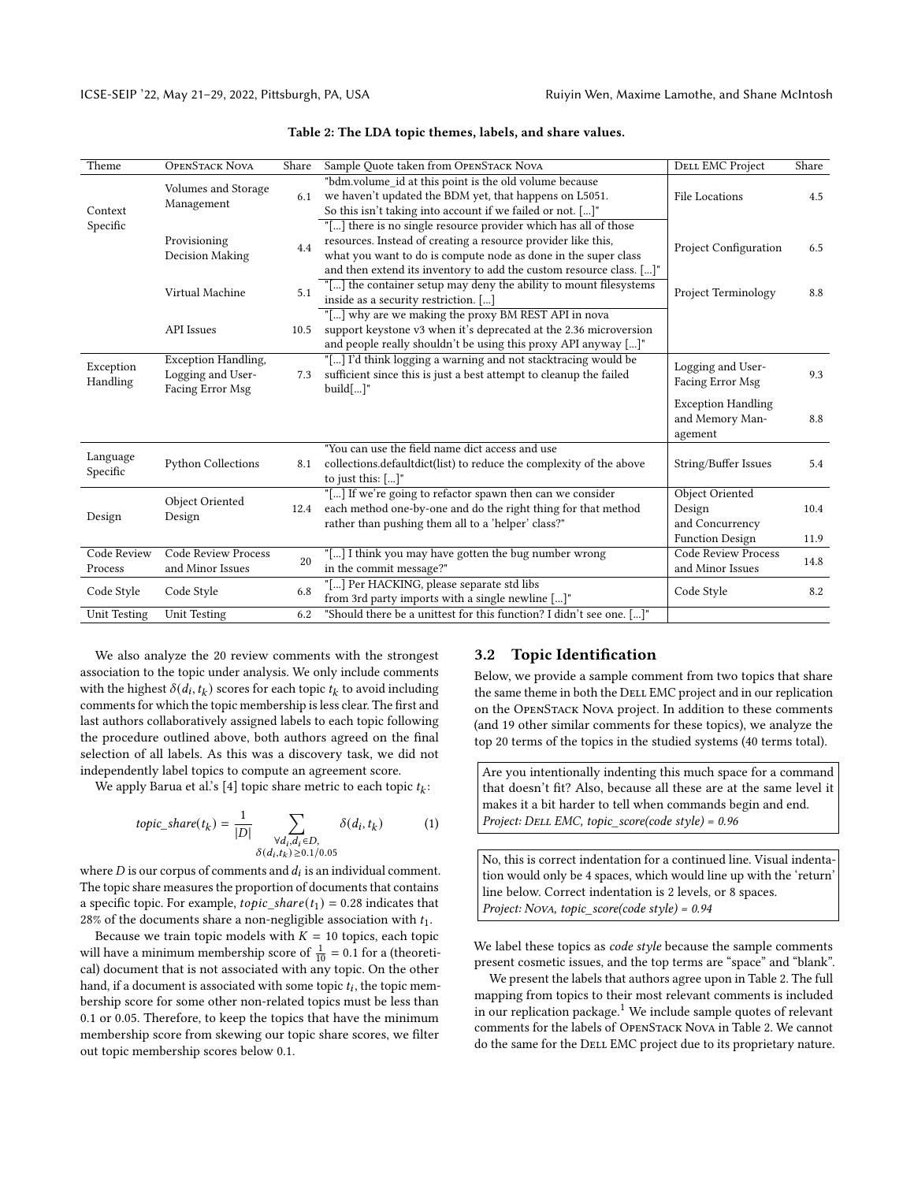**Table 2: The LDA topic themes, labels, and share values.**

| Theme | OpenStack Nova | Share | Sample Quote taken from OpenStack Nova | Dell EMC Project | Share |
|---|---|---|---|---|---|
| Context Specific | Volumes and Storage Management | 6.1 | "bdm.volume_id at this point is the old volume because we haven't updated the BDM yet, that happens on L5051. So this isn't taking into account if we failed or not. [...]" | File Locations | 4.5 |
| | Provisioning Decision Making | 4.4 | "[...] there is no single resource provider which has all of those resources. Instead of creating a resource provider like this, what you want to do is compute node as done in the super class and then extend its inventory to add the custom resource class. [...]" | Project Configuration | 6.5 |
| | Virtual Machine | 5.1 | "[...] the container setup may deny the ability to mount filesystems inside as a security restriction. [...] | Project Terminology | 8.8 |
| | API Issues | 10.5 | "[...] why are we making the proxy BM REST API in nova support keystone v3 when it's deprecated at the 2.36 microversion and people really shouldn't be using this proxy API anyway [...]" | | |
| Exception Handling | Exception Handling, Logging and User-Facing Error Msg | 7.3 | "[...] I'd think logging a warning and not stacktracing would be sufficient since this is just a best attempt to cleanup the failed build[...]" | Logging and User-Facing Error Msg | 9.3 |
| | | | | Exception Handling and Memory Management | 8.8 |
| Language Specific | Python Collections | 8.1 | "You can use the field name dict access and use collections.defaultdict(list) to reduce the complexity of the above to just this: [...]" | String/Buffer Issues | 5.4 |
| Design | Object Oriented Design | 12.4 | "[...] If we're going to refactor spawn then can we consider each method one-by-one and do the right thing for that method rather than pushing them all to a 'helper' class?" | Object Oriented Design and Concurrency | 10.4 |
| | | | | Function Design | 11.9 |
| Code Review Process | Code Review Process and Minor Issues | 20 | "[...] I think you may have gotten the bug number wrong in the commit message?" | Code Review Process and Minor Issues | 14.8 |
| Code Style | Code Style | 6.8 | "[...] Per HACKING, please separate std libs from 3rd party imports with a single newline [...]" | Code Style | 8.2 |
| Unit Testing | Unit Testing | 6.2 | "Should there be a unittest for this function? I didn't see one. [...]" | | |

We also analyze the 20 review comments with the strongest association to the topic under analysis. We only include comments with the highest $\delta(d_i, t_k)$ scores for each topic $t_k$ to avoid including comments for which the topic membership is less clear. The first and last authors collaboratively assigned labels to each topic following the procedure outlined above, both authors agreed on the final selection of all labels. As this was a discovery task, we did not independently label topics to compute an agreement score.

We apply Barua et al.'s [4] topic share metric to each topic $t_k$:

$$topic\_share(t_k) = \frac{1}{|D|} \sum_{\substack{\forall d_i, d_i \in D, \\ \delta(d_i, t_k) \geq 0.1/0.05}} \delta(d_i, t_k) \quad (1)$$

where $D$ is our corpus of comments and $d_i$ is an individual comment. The topic share measures the proportion of documents that contains a specific topic. For example, $topic\_share(t_1) = 0.28$ indicates that 28% of the documents share a non-negligible association with $t_1$.

Because we train topic models with $K = 10$ topics, each topic will have a minimum membership score of $\frac{1}{10} = 0.1$ for a (theoretical) document that is not associated with any topic. On the other hand, if a document is associated with some topic $t_i$, the topic membership score for some other non-related topics must be less than 0.1 or 0.05. Therefore, to keep the topics that have the minimum membership score from skewing our topic share scores, we filter out topic membership scores below 0.1.

## 3.2 Topic Identification

Below, we provide a sample comment from two topics that share the same theme in both the Dell EMC project and in our replication on the OpenStack Nova project. In addition to these comments (and 19 other similar comments for these topics), we analyze the top 20 terms of the topics in the studied systems (40 terms total).

> Are you intentionally indenting this much space for a command that doesn't fit? Also, because all these are at the same level it makes it a bit harder to tell when commands begin and end.
> *Project: Dell EMC, topic_score(code style) = 0.96*

> No, this is correct indentation for a continued line. Visual indentation would only be 4 spaces, which would line up with the 'return' line below. Correct indentation is 2 levels, or 8 spaces.
> *Project: Nova, topic_score(code style) = 0.94*

We label these topics as *code style* because the sample comments present cosmetic issues, and the top terms are "space" and "blank".

We present the labels that authors agree upon in Table 2. The full mapping from topics to their most relevant comments is included in our replication package.[1] We include sample quotes of relevant comments for the labels of OpenStack Nova in Table 2. We cannot do the same for the Dell EMC project due to its proprietary nature.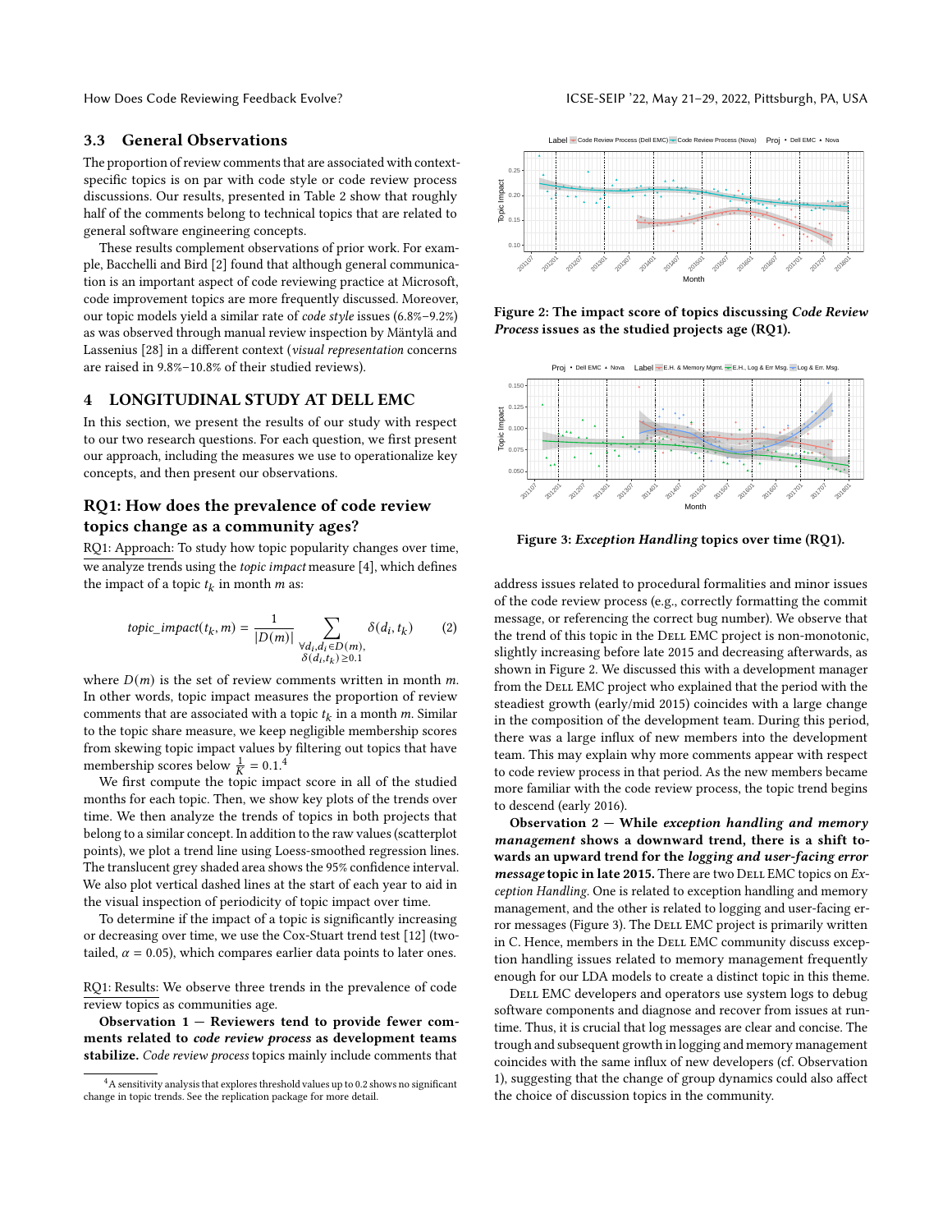### 3.3 General Observations

The proportion of review comments that are associated with context-specific topics is on par with code style or code review process discussions. Our results, presented in Table 2 show that roughly half of the comments belong to technical topics that are related to general software engineering concepts.

These results complement observations of prior work. For example, Bacchelli and Bird [2] found that although general communication is an important aspect of code reviewing practice at Microsoft, code improvement topics are more frequently discussed. Moreover, our topic models yield a similar rate of *code style* issues (6.8%–9.2%) as was observed through manual review inspection by Mäntylä and Lassenius [28] in a different context (*visual representation* concerns are raised in 9.8%–10.8% of their studied reviews).

## 4 LONGITUDINAL STUDY AT DELL EMC

In this section, we present the results of our study with respect to our two research questions. For each question, we first present our approach, including the measures we use to operationalize key concepts, and then present our observations.

### RQ1: How does the prevalence of code review topics change as a community ages?

RQ1: Approach: To study how topic popularity changes over time, we analyze trends using the *topic impact* measure [4], which defines the impact of a topic $t_k$ in month $m$ as:

$$topic\_impact(t_k, m) = \frac{1}{|D(m)|} \sum_{\substack{\forall d_i, d_i \in D(m), \\ \delta(d_i, t_k) \geq 0.1}} \delta(d_i, t_k) \qquad (2)$$

where $D(m)$ is the set of review comments written in month $m$. In other words, topic impact measures the proportion of review comments that are associated with a topic $t_k$ in a month $m$. Similar to the topic share measure, we keep negligible membership scores from skewing topic impact values by filtering out topics that have membership scores below $\frac{1}{K} = 0.1$.[4]

We first compute the topic impact score in all of the studied months for each topic. Then, we show key plots of the trends over time. We then analyze the trends of topics in both projects that belong to a similar concept. In addition to the raw values (scatterplot points), we plot a trend line using Loess-smoothed regression lines. The translucent grey shaded area shows the 95% confidence interval. We also plot vertical dashed lines at the start of each year to aid in the visual inspection of periodicity of topic impact over time.

To determine if the impact of a topic is significantly increasing or decreasing over time, we use the Cox-Stuart trend test [12] (two-tailed, $\alpha = 0.05$), which compares earlier data points to later ones.

RQ1: Results: We observe three trends in the prevalence of code review topics as communities age.

**Observation 1 — Reviewers tend to provide fewer comments related to *code review process* as development teams stabilize.** *Code review process* topics mainly include comments that address issues related to procedural formalities and minor issues of the code review process (e.g., correctly formatting the commit message, or referencing the correct bug number). We observe that the trend of this topic in the DELL EMC project is non-monotonic, slightly increasing before late 2015 and decreasing afterwards, as shown in Figure 2. We discussed this with a development manager from the DELL EMC project who explained that the period with the steadiest growth (early/mid 2015) coincides with a large change in the composition of the development team. During this period, there was a large influx of new members into the development team. This may explain why more comments appear with respect to code review process in that period. As the new members became more familiar with the code review process, the topic trend begins to descend (early 2016).

Figure 2: The impact score of topics discussing *Code Review Process* issues as the studied projects age (RQ1).

Figure 3: *Exception Handling* topics over time (RQ1).

**Observation 2 — While *exception handling and memory management* shows a downward trend, there is a shift towards an upward trend for the *logging and user-facing error message* topic in late 2015.** There are two DELL EMC topics on *Exception Handling*. One is related to exception handling and memory management, and the other is related to logging and user-facing error messages (Figure 3). The DELL EMC project is primarily written in C. Hence, members in the DELL EMC community discuss exception handling issues related to memory management frequently enough for our LDA models to create a distinct topic in this theme.

DELL EMC developers and operators use system logs to debug software components and diagnose and recover from issues at runtime. Thus, it is crucial that log messages are clear and concise. The trough and subsequent growth in logging and memory management coincides with the same influx of new developers (cf. Observation 1), suggesting that the change of group dynamics could also affect the choice of discussion topics in the community.

[4] A sensitivity analysis that explores threshold values up to 0.2 shows no significant change in topic trends. See the replication package for more detail.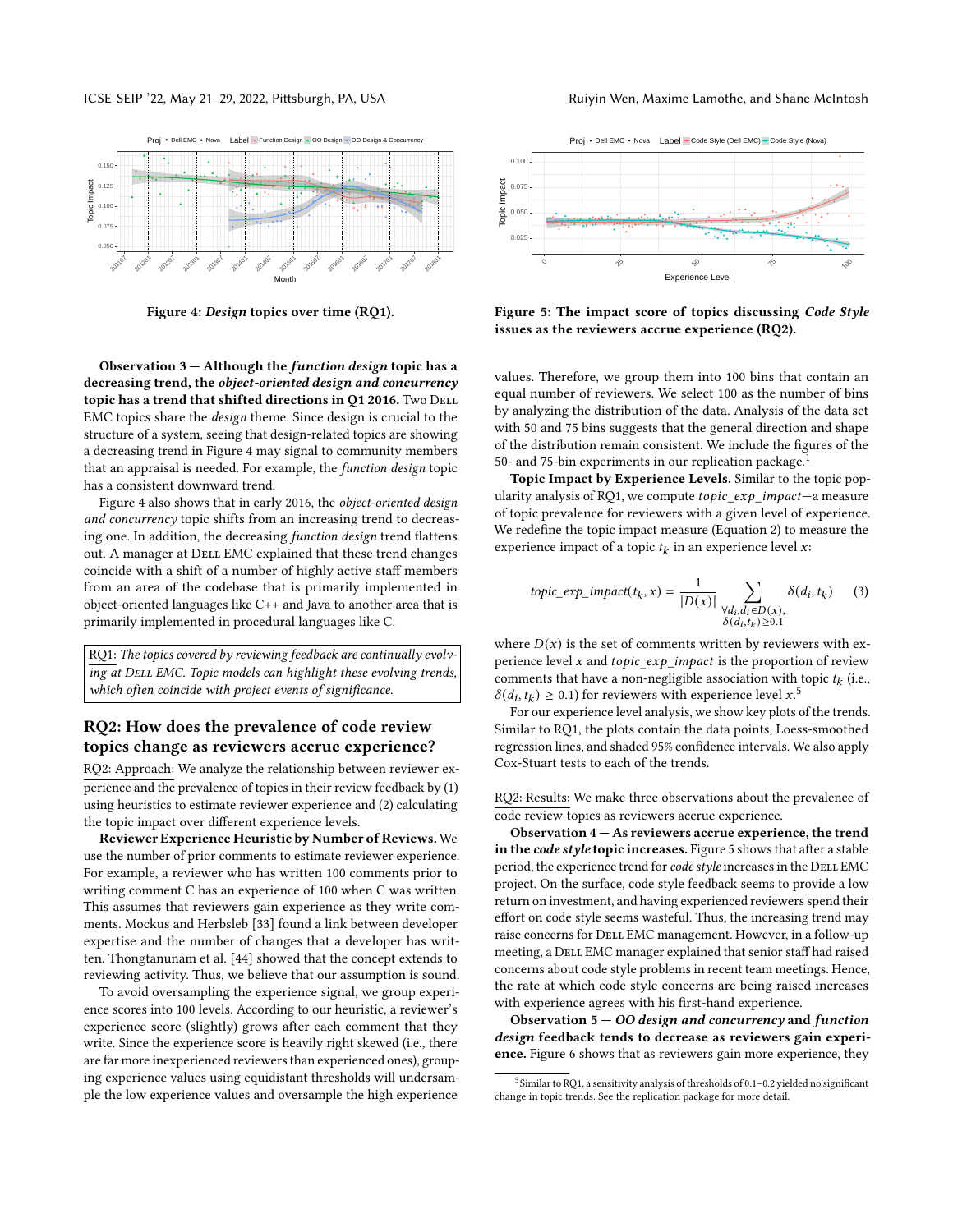Figure 4: *Design* topics over time (RQ1).

Figure 5: The impact score of topics discussing *Code Style* issues as the reviewers accrue experience (RQ2).

**Observation 3 — Although the *function design* topic has a decreasing trend, the *object-oriented design and concurrency* topic has a trend that shifted directions in Q1 2016.** Two Dell EMC topics share the *design* theme. Since design is crucial to the structure of a system, seeing that design-related topics are showing a decreasing trend in Figure 4 may signal to community members that an appraisal is needed. For example, the *function design* topic has a consistent downward trend.

Figure 4 also shows that in early 2016, the *object-oriented design and concurrency* topic shifts from an increasing trend to decreasing one. In addition, the decreasing *function design* trend flattens out. A manager at Dell EMC explained that these trend changes coincide with a shift of a number of highly active staff members from an area of the codebase that is primarily implemented in object-oriented languages like C++ and Java to another area that is primarily implemented in procedural languages like C.

> RQ1: *The topics covered by reviewing feedback are continually evolving at Dell EMC. Topic models can highlight these evolving trends, which often coincide with project events of significance.*

## RQ2: How does the prevalence of code review topics change as reviewers accrue experience?

RQ2: Approach: We analyze the relationship between reviewer experience and the prevalence of topics in their review feedback by (1) using heuristics to estimate reviewer experience and (2) calculating the topic impact over different experience levels.

**Reviewer Experience Heuristic by Number of Reviews.** We use the number of prior comments to estimate reviewer experience. For example, a reviewer who has written 100 comments prior to writing comment C has an experience of 100 when C was written. This assumes that reviewers gain experience as they write comments. Mockus and Herbsleb [33] found a link between developer expertise and the number of changes that a developer has written. Thongtanunam et al. [44] showed that the concept extends to reviewing activity. Thus, we believe that our assumption is sound.

To avoid oversampling the experience signal, we group experience scores into 100 levels. According to our heuristic, a reviewer's experience score (slightly) grows after each comment that they write. Since the experience score is heavily right skewed (i.e., there are far more inexperienced reviewers than experienced ones), grouping experience values using equidistant thresholds will undersample the low experience values and oversample the high experience values. Therefore, we group them into 100 bins that contain an equal number of reviewers. We select 100 as the number of bins by analyzing the distribution of the data. Analysis of the data set with 50 and 75 bins suggests that the general direction and shape of the distribution remain consistent. We include the figures of the 50- and 75-bin experiments in our replication package.[1]

**Topic Impact by Experience Levels.** Similar to the topic popularity analysis of RQ1, we compute *topic_exp_impact*—a measure of topic prevalence for reviewers with a given level of experience. We redefine the topic impact measure (Equation 2) to measure the experience impact of a topic $t_k$ in an experience level $x$:

$$topic\_exp\_impact(t_k, x) = \frac{1}{|D(x)|} \sum_{\substack{\forall d_i, d_i \in D(x), \\ \delta(d_i, t_k) \geq 0.1}} \delta(d_i, t_k) \quad (3)$$

where $D(x)$ is the set of comments written by reviewers with experience level $x$ and *topic_exp_impact* is the proportion of review comments that have a non-negligible association with topic $t_k$ (i.e., $\delta(d_i, t_k) \geq 0.1$) for reviewers with experience level $x$.[5]

For our experience level analysis, we show key plots of the trends. Similar to RQ1, the plots contain the data points, Loess-smoothed regression lines, and shaded 95% confidence intervals. We also apply Cox-Stuart tests to each of the trends.

RQ2: Results: We make three observations about the prevalence of code review topics as reviewers accrue experience.

**Observation 4 — As reviewers accrue experience, the trend in the *code style* topic increases.** Figure 5 shows that after a stable period, the experience trend for *code style* increases in the Dell EMC project. On the surface, code style feedback seems to provide a low return on investment, and having experienced reviewers spend their effort on code style seems wasteful. Thus, the increasing trend may raise concerns for Dell EMC management. However, in a follow-up meeting, a Dell EMC manager explained that senior staff had raised concerns about code style problems in recent team meetings. Hence, the rate at which code style concerns are being raised increases with experience agrees with his first-hand experience.

**Observation 5 — *OO design and concurrency* and *function design* feedback tends to decrease as reviewers gain experience.** Figure 6 shows that as reviewers gain more experience, they

[5] Similar to RQ1, a sensitivity analysis of thresholds of 0.1–0.2 yielded no significant change in topic trends. See the replication package for more detail.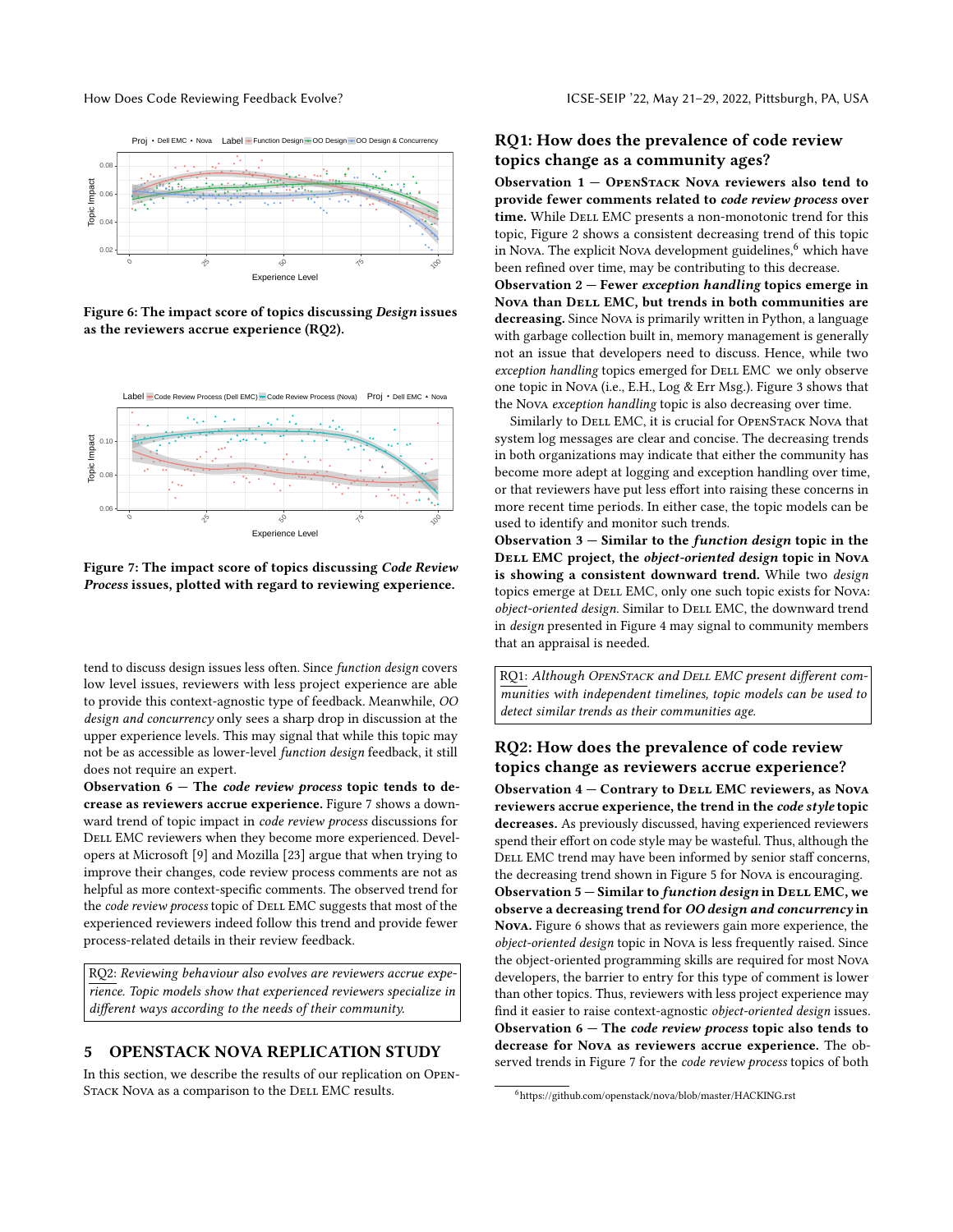Figure 6: The impact score of topics discussing *Design* issues as the reviewers accrue experience (RQ2).

Figure 7: The impact score of topics discussing *Code Review Process* issues, plotted with regard to reviewing experience.

tend to discuss design issues less often. Since *function design* covers low level issues, reviewers with less project experience are able to provide this context-agnostic type of feedback. Meanwhile, *OO design and concurrency* only sees a sharp drop in discussion at the upper experience levels. This may signal that while this topic may not be as accessible as lower-level *function design* feedback, it still does not require an expert.

**Observation 6 — The *code review process* topic tends to decrease as reviewers accrue experience.** Figure 7 shows a downward trend of topic impact in *code review process* discussions for Dell EMC reviewers when they become more experienced. Developers at Microsoft [9] and Mozilla [23] argue that when trying to improve their changes, code review process comments are not as helpful as more context-specific comments. The observed trend for the *code review process* topic of Dell EMC suggests that most of the experienced reviewers indeed follow this trend and provide fewer process-related details in their review feedback.

> RQ2: *Reviewing behaviour also evolves are reviewers accrue experience. Topic models show that experienced reviewers specialize in different ways according to the needs of their community.*

## 5 OPENSTACK NOVA REPLICATION STUDY

In this section, we describe the results of our replication on OpenStack Nova as a comparison to the Dell EMC results.

### RQ1: How does the prevalence of code review topics change as a community ages?

**Observation 1 — OpenStack Nova reviewers also tend to provide fewer comments related to *code review process* over time.** While Dell EMC presents a non-monotonic trend for this topic, Figure 2 shows a consistent decreasing trend of this topic in Nova. The explicit Nova development guidelines,[6] which have been refined over time, may be contributing to this decrease.

**Observation 2 — Fewer *exception handling* topics emerge in Nova than Dell EMC, but trends in both communities are decreasing.** Since Nova is primarily written in Python, a language with garbage collection built in, memory management is generally not an issue that developers need to discuss. Hence, while two *exception handling* topics emerged for Dell EMC we only observe one topic in Nova (i.e., E.H., Log & Err Msg.). Figure 3 shows that the Nova *exception handling* topic is also decreasing over time.

Similarly to Dell EMC, it is crucial for OpenStack Nova that system log messages are clear and concise. The decreasing trends in both organizations may indicate that either the community has become more adept at logging and exception handling over time, or that reviewers have put less effort into raising these concerns in more recent time periods. In either case, the topic models can be used to identify and monitor such trends.

**Observation 3 — Similar to the *function design* topic in the Dell EMC project, the *object-oriented design* topic in Nova is showing a consistent downward trend.** While two *design* topics emerge at Dell EMC, only one such topic exists for Nova: *object-oriented design*. Similar to Dell EMC, the downward trend in *design* presented in Figure 4 may signal to community members that an appraisal is needed.

> RQ1: *Although OpenStack and Dell EMC present different communities with independent timelines, topic models can be used to detect similar trends as their communities age.*

### RQ2: How does the prevalence of code review topics change as reviewers accrue experience?

**Observation 4 — Contrary to Dell EMC reviewers, as Nova reviewers accrue experience, the trend in the *code style* topic decreases.** As previously discussed, having experienced reviewers spend their effort on code style may be wasteful. Thus, although the Dell EMC trend may have been informed by senior staff concerns, the decreasing trend shown in Figure 5 for Nova is encouraging.

**Observation 5 — Similar to *function design* in Dell EMC, we observe a decreasing trend for *OO design and concurrency* in Nova.** Figure 6 shows that as reviewers gain more experience, the *object-oriented design* topic in Nova is less frequently raised. Since the object-oriented programming skills are required for most Nova developers, the barrier to entry for this type of comment is lower than other topics. Thus, reviewers with less project experience may find it easier to raise context-agnostic *object-oriented design* issues.

**Observation 6 — The *code review process* topic also tends to decrease for Nova as reviewers accrue experience.** The observed trends in Figure 7 for the *code review process* topics of both

[6] https://github.com/openstack/nova/blob/master/HACKING.rst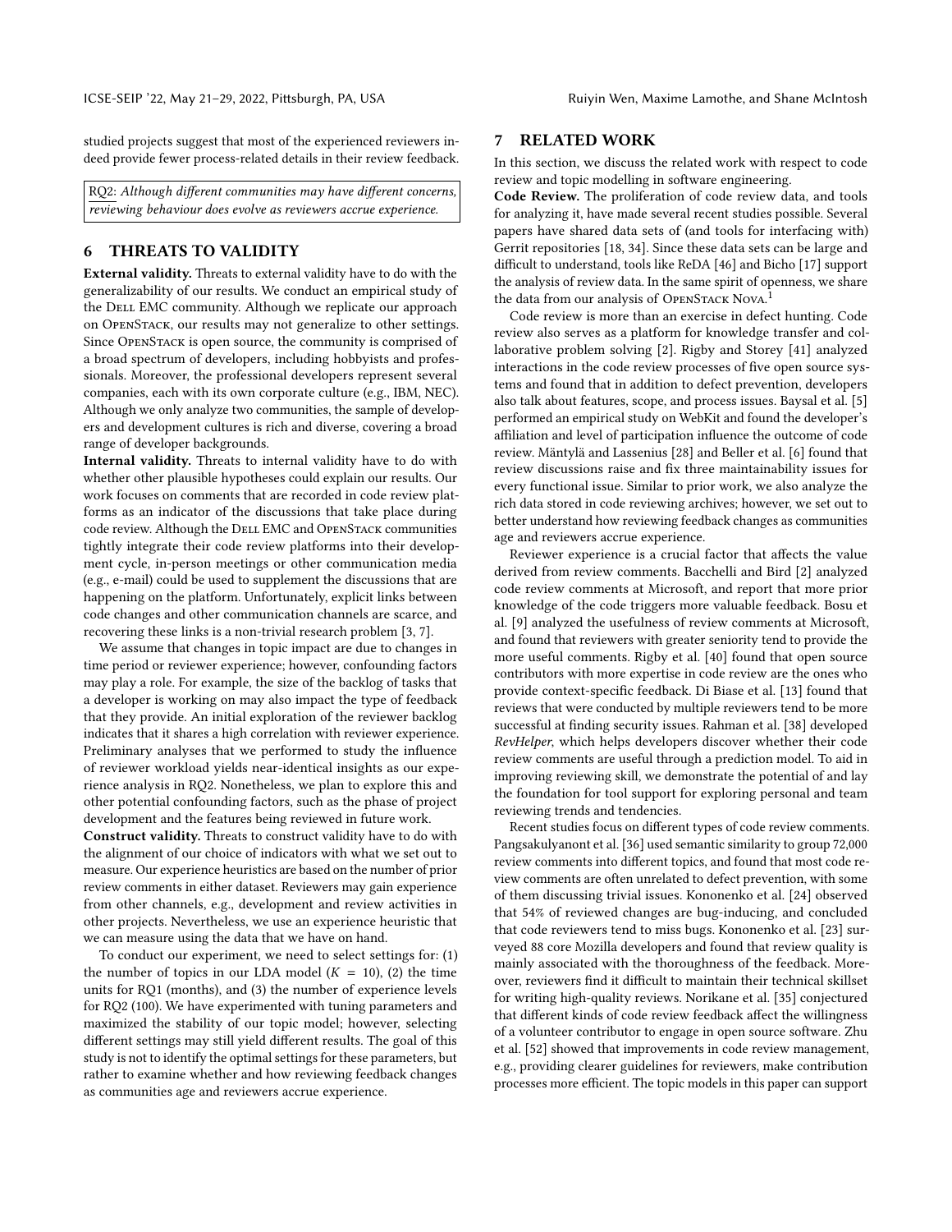studied projects suggest that most of the experienced reviewers indeed provide fewer process-related details in their review feedback.

> RQ2: *Although different communities may have different concerns, reviewing behaviour does evolve as reviewers accrue experience.*

## 6 THREATS TO VALIDITY

**External validity.** Threats to external validity have to do with the generalizability of our results. We conduct an empirical study of the Dell EMC community. Although we replicate our approach on OpenStack, our results may not generalize to other settings. Since OpenStack is open source, the community is comprised of a broad spectrum of developers, including hobbyists and professionals. Moreover, the professional developers represent several companies, each with its own corporate culture (e.g., IBM, NEC). Although we only analyze two communities, the sample of developers and development cultures is rich and diverse, covering a broad range of developer backgrounds.

**Internal validity.** Threats to internal validity have to do with whether other plausible hypotheses could explain our results. Our work focuses on comments that are recorded in code review platforms as an indicator of the discussions that take place during code review. Although the Dell EMC and OpenStack communities tightly integrate their code review platforms into their development cycle, in-person meetings or other communication media (e.g., e-mail) could be used to supplement the discussions that are happening on the platform. Unfortunately, explicit links between code changes and other communication channels are scarce, and recovering these links is a non-trivial research problem [3, 7].

We assume that changes in topic impact are due to changes in time period or reviewer experience; however, confounding factors may play a role. For example, the size of the backlog of tasks that a developer is working on may also impact the type of feedback that they provide. An initial exploration of the reviewer backlog indicates that it shares a high correlation with reviewer experience. Preliminary analyses that we performed to study the influence of reviewer workload yields near-identical insights as our experience analysis in RQ2. Nonetheless, we plan to explore this and other potential confounding factors, such as the phase of project development and the features being reviewed in future work.

**Construct validity.** Threats to construct validity have to do with the alignment of our choice of indicators with what we set out to measure. Our experience heuristics are based on the number of prior review comments in either dataset. Reviewers may gain experience from other channels, e.g., development and review activities in other projects. Nevertheless, we use an experience heuristic that we can measure using the data that we have on hand.

To conduct our experiment, we need to select settings for: (1) the number of topics in our LDA model ($K = 10$), (2) the time units for RQ1 (months), and (3) the number of experience levels for RQ2 (100). We have experimented with tuning parameters and maximized the stability of our topic model; however, selecting different settings may still yield different results. The goal of this study is not to identify the optimal settings for these parameters, but rather to examine whether and how reviewing feedback changes as communities age and reviewers accrue experience.

## 7 RELATED WORK

In this section, we discuss the related work with respect to code review and topic modelling in software engineering.

**Code Review.** The proliferation of code review data, and tools for analyzing it, have made several recent studies possible. Several papers have shared data sets of (and tools for interfacing with) Gerrit repositories [18, 34]. Since these data sets can be large and difficult to understand, tools like ReDA [46] and Bicho [17] support the analysis of review data. In the same spirit of openness, we share the data from our analysis of OpenStack Nova.[1]

Code review is more than an exercise in defect hunting. Code review also serves as a platform for knowledge transfer and collaborative problem solving [2]. Rigby and Storey [41] analyzed interactions in the code review processes of five open source systems and found that in addition to defect prevention, developers also talk about features, scope, and process issues. Baysal et al. [5] performed an empirical study on WebKit and found the developer's affiliation and level of participation influence the outcome of code review. Mäntylä and Lassenius [28] and Beller et al. [6] found that review discussions raise and fix three maintainability issues for every functional issue. Similar to prior work, we also analyze the rich data stored in code reviewing archives; however, we set out to better understand how reviewing feedback changes as communities age and reviewers accrue experience.

Reviewer experience is a crucial factor that affects the value derived from review comments. Bacchelli and Bird [2] analyzed code review comments at Microsoft, and report that more prior knowledge of the code triggers more valuable feedback. Bosu et al. [9] analyzed the usefulness of review comments at Microsoft, and found that reviewers with greater seniority tend to provide the more useful comments. Rigby et al. [40] found that open source contributors with more expertise in code review are the ones who provide context-specific feedback. Di Biase et al. [13] found that reviews that were conducted by multiple reviewers tend to be more successful at finding security issues. Rahman et al. [38] developed *RevHelper*, which helps developers discover whether their code review comments are useful through a prediction model. To aid in improving reviewing skill, we demonstrate the potential of and lay the foundation for tool support for exploring personal and team reviewing trends and tendencies.

Recent studies focus on different types of code review comments. Pangsakulyanont et al. [36] used semantic similarity to group 72,000 review comments into different topics, and found that most code review comments are often unrelated to defect prevention, with some of them discussing trivial issues. Kononenko et al. [24] observed that 54% of reviewed changes are bug-inducing, and concluded that code reviewers tend to miss bugs. Kononenko et al. [23] surveyed 88 core Mozilla developers and found that review quality is mainly associated with the thoroughness of the feedback. Moreover, reviewers find it difficult to maintain their technical skillset for writing high-quality reviews. Norikane et al. [35] conjectured that different kinds of code review feedback affect the willingness of a volunteer contributor to engage in open source software. Zhu et al. [52] showed that improvements in code review management, e.g., providing clearer guidelines for reviewers, make contribution processes more efficient. The topic models in this paper can support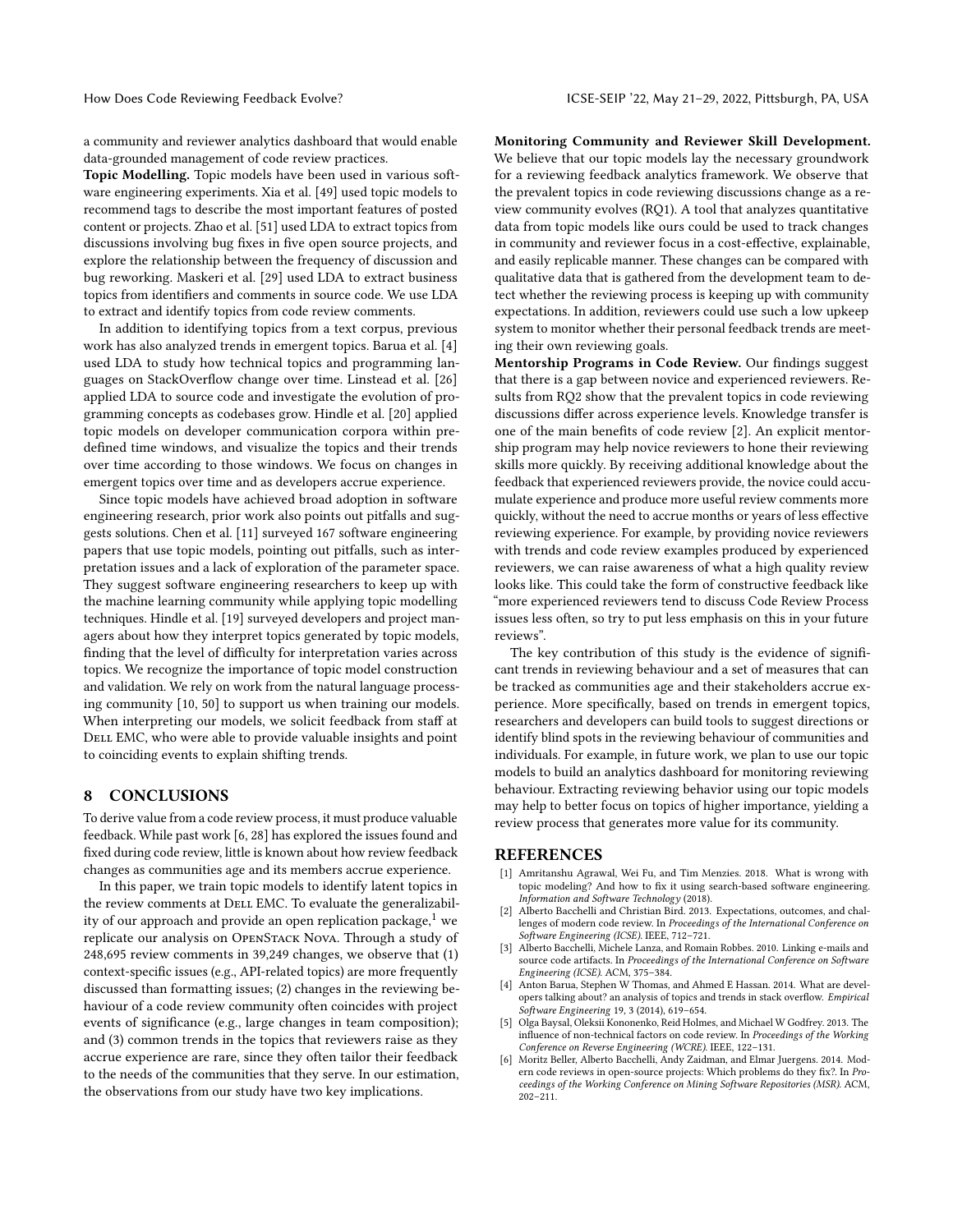a community and reviewer analytics dashboard that would enable data-grounded management of code review practices.

**Topic Modelling.** Topic models have been used in various software engineering experiments. Xia et al. [49] used topic models to recommend tags to describe the most important features of posted content or projects. Zhao et al. [51] used LDA to extract topics from discussions involving bug fixes in five open source projects, and explore the relationship between the frequency of discussion and bug reworking. Maskeri et al. [29] used LDA to extract business topics from identifiers and comments in source code. We use LDA to extract and identify topics from code review comments.

In addition to identifying topics from a text corpus, previous work has also analyzed trends in emergent topics. Barua et al. [4] used LDA to study how technical topics and programming languages on StackOverflow change over time. Linstead et al. [26] applied LDA to source code and investigate the evolution of programming concepts as codebases grow. Hindle et al. [20] applied topic models on developer communication corpora within predefined time windows, and visualize the topics and their trends over time according to those windows. We focus on changes in emergent topics over time and as developers accrue experience.

Since topic models have achieved broad adoption in software engineering research, prior work also points out pitfalls and suggests solutions. Chen et al. [11] surveyed 167 software engineering papers that use topic models, pointing out pitfalls, such as interpretation issues and a lack of exploration of the parameter space. They suggest software engineering researchers to keep up with the machine learning community while applying topic modelling techniques. Hindle et al. [19] surveyed developers and project managers about how they interpret topics generated by topic models, finding that the level of difficulty for interpretation varies across topics. We recognize the importance of topic model construction and validation. We rely on work from the natural language processing community [10, 50] to support us when training our models. When interpreting our models, we solicit feedback from staff at Dell EMC, who were able to provide valuable insights and point to coinciding events to explain shifting trends.

## 8 CONCLUSIONS

To derive value from a code review process, it must produce valuable feedback. While past work [6, 28] has explored the issues found and fixed during code review, little is known about how review feedback changes as communities age and its members accrue experience.

In this paper, we train topic models to identify latent topics in the review comments at Dell EMC. To evaluate the generalizability of our approach and provide an open replication package,[1] we replicate our analysis on OpenStack Nova. Through a study of 248,695 review comments in 39,249 changes, we observe that (1) context-specific issues (e.g., API-related topics) are more frequently discussed than formatting issues; (2) changes in the reviewing behaviour of a code review community often coincides with project events of significance (e.g., large changes in team composition); and (3) common trends in the topics that reviewers raise as they accrue experience are rare, since they often tailor their feedback to the needs of the communities that they serve. In our estimation, the observations from our study have two key implications.

**Monitoring Community and Reviewer Skill Development.** We believe that our topic models lay the necessary groundwork for a reviewing feedback analytics framework. We observe that the prevalent topics in code reviewing discussions change as a review community evolves (RQ1). A tool that analyzes quantitative data from topic models like ours could be used to track changes in community and reviewer focus in a cost-effective, explainable, and easily replicable manner. These changes can be compared with qualitative data that is gathered from the development team to detect whether the reviewing process is keeping up with community expectations. In addition, reviewers could use such a low upkeep system to monitor whether their personal feedback trends are meeting their own reviewing goals.

**Mentorship Programs in Code Review.** Our findings suggest that there is a gap between novice and experienced reviewers. Results from RQ2 show that the prevalent topics in code reviewing discussions differ across experience levels. Knowledge transfer is one of the main benefits of code review [2]. An explicit mentorship program may help novice reviewers to hone their reviewing skills more quickly. By receiving additional knowledge about the feedback that experienced reviewers provide, the novice could accumulate experience and produce more useful review comments more quickly, without the need to accrue months or years of less effective reviewing experience. For example, by providing novice reviewers with trends and code review examples produced by experienced reviewers, we can raise awareness of what a high quality review looks like. This could take the form of constructive feedback like "more experienced reviewers tend to discuss Code Review Process issues less often, so try to put less emphasis on this in your future reviews".

The key contribution of this study is the evidence of significant trends in reviewing behaviour and a set of measures that can be tracked as communities age and their stakeholders accrue experience. More specifically, based on trends in emergent topics, researchers and developers can build tools to suggest directions or identify blind spots in the reviewing behaviour of communities and individuals. For example, in future work, we plan to use our topic models to build an analytics dashboard for monitoring reviewing behaviour. Extracting reviewing behavior using our topic models may help to better focus on topics of higher importance, yielding a review process that generates more value for its community.

## REFERENCES

- [1] Amritanshu Agrawal, Wei Fu, and Tim Menzies. 2018. What is wrong with topic modeling? And how to fix it using search-based software engineering. *Information and Software Technology* (2018).
- [2] Alberto Bacchelli and Christian Bird. 2013. Expectations, outcomes, and challenges of modern code review. In *Proceedings of the International Conference on Software Engineering (ICSE)*. IEEE, 712–721.
- [3] Alberto Bacchelli, Michele Lanza, and Romain Robbes. 2010. Linking e-mails and source code artifacts. In *Proceedings of the International Conference on Software Engineering (ICSE)*. ACM, 375–384.
- [4] Anton Barua, Stephen W Thomas, and Ahmed E Hassan. 2014. What are developers talking about? an analysis of topics and trends in stack overflow. *Empirical Software Engineering* 19, 3 (2014), 619–654.
- [5] Olga Baysal, Oleksii Kononenko, Reid Holmes, and Michael W Godfrey. 2013. The influence of non-technical factors on code review. In *Proceedings of the Working Conference on Reverse Engineering (WCRE)*. IEEE, 122–131.
- [6] Moritz Beller, Alberto Bacchelli, Andy Zaidman, and Elmar Juergens. 2014. Modern code reviews in open-source projects: Which problems do they fix?. In *Proceedings of the Working Conference on Mining Software Repositories (MSR)*. ACM, 202–211.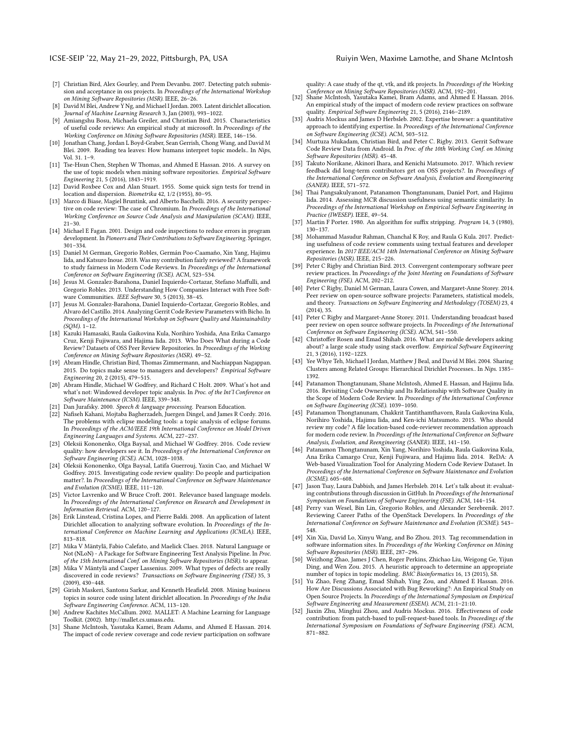- [7] Christian Bird, Alex Gourley, and Prem Devanbu. 2007. Detecting patch submission and acceptance in oss projects. In *Proceedings of the International Workshop on Mining Software Repositories (MSR)*. IEEE, 26–26.
- [8] David M Blei, Andrew Y Ng, and Michael I Jordan. 2003. Latent dirichlet allocation. *Journal of Machine Learning Research* 3, Jan (2003), 993–1022.
- [9] Amiangshu Bosu, Michaela Greiler, and Christian Bird. 2015. Characteristics of useful code reviews: An empirical study at microsoft. In *Proceedings of the Working Conference on Mining Software Repositories (MSR)*. IEEE, 146–156.
- [10] Jonathan Chang, Jordan L Boyd-Graber, Sean Gerrish, Chong Wang, and David M Blei. 2009. Reading tea leaves: How humans interpret topic models.. In *Nips*, Vol. 31. 1–9.
- [11] Tse-Hsun Chen, Stephen W Thomas, and Ahmed E Hassan. 2016. A survey on the use of topic models when mining software repositories. *Empirical Software Engineering* 21, 5 (2016), 1843–1919.
- [12] David Roxbee Cox and Alan Stuart. 1955. Some quick sign tests for trend in location and dispersion. *Biometrika* 42, 1/2 (1955), 80–95.
- [13] Marco di Biase, Magiel Bruntink, and Alberto Bacchelli. 2016. A security perspective on code review: The case of Chromium. In *Proceedings of the International Working Conference on Source Code Analysis and Manipulation (SCAM)*. IEEE, 21–30.
- [14] Michael E Fagan. 2001. Design and code inspections to reduce errors in program development. In *Pioneers and Their Contributions to Software Engineering*. Springer, 301–334.
- [15] Daniel M German, Gregorio Robles, Germán Poo-Caamaño, Xin Yang, Hajimu Iida, and Katsuro Inoue. 2018. Was my contribution fairly reviewed? A framework to study fairness in Modern Code Reviews. In *Proceedings of the International Conference on Software Engineering (ICSE)*. ACM, 523–534.
- [16] Jesus M. Gonzalez-Barahona, Daniel Izquierdo-Cortazar, Stefano Maffulli, and Gregorio Robles. 2013. Understanding How Companies Interact with Free Software Communities. *IEEE Software* 30, 5 (2013), 38–45.
- [17] Jesus M. Gonzalez-Barahona, Daniel Izquierdo-Cortazar, Gregorio Robles, and Alvaro del Castillo. 2014. Analyzing Gerrit Code Review Parameters with Bicho. In *Proceedings of the International Workshop on Software Quality and Maintainability (SQM)*. 1–12.
- [18] Kazuki Hamasaki, Raula Gaikovina Kula, Norihiro Yoshida, Ana Erika Camargo Cruz, Kenji Fujiwara, and Hajima Iida. 2013. Who Does What during a Code Review? Datasets of OSS Peer Review Repositories. In *Proceedings of the Working Conference on Mining Software Repositories (MSR)*. 49–52.
- [19] Abram Hindle, Christian Bird, Thomas Zimmermann, and Nachiappan Nagappan. 2015. Do topics make sense to managers and developers? *Empirical Software Engineering* 20, 2 (2015), 479–515.
- [20] Abram Hindle, Michael W Godfrey, and Richard C Holt. 2009. What's hot and what's not: Windowed developer topic analysis. In *Proc. of the Int'l Conference on Software Maintenance (ICSM)*. IEEE, 339–348.
- [21] Dan Jurafsky. 2000. *Speech & language processing*. Pearson Education.
- [22] Nafiseh Kahani, Mojtaba Bagherzadeh, Juergen Dingel, and James R Cordy. 2016. The problems with eclipse modeling tools: a topic analysis of eclipse forums. In *Proceedings of the ACM/IEEE 19th International Conference on Model Driven Engineering Languages and Systems*. ACM, 227–237.
- [23] Oleksii Kononenko, Olga Baysal, and Michael W Godfrey. 2016. Code review quality: how developers see it. In *Proceedings of the International Conference on Software Engineering (ICSE)*. ACM, 1028–1038.
- [24] Oleksii Kononenko, Olga Baysal, Latifa Guerrouj, Yaxin Cao, and Michael W Godfrey. 2015. Investigating code review quality: Do people and participation matter?. In *Proceedings of the International Conference on Software Maintenance and Evolution (ICSME)*. IEEE, 111–120.
- [25] Victor Lavrenko and W Bruce Croft. 2001. Relevance based language models. In *Proceedings of the International Conference on Research and Development in Information Retrieval*. ACM, 120–127.
- [26] Erik Linstead, Cristina Lopes, and Pierre Baldi. 2008. An application of latent Dirichlet allocation to analyzing software evolution. In *Proceedings of the International Conference on Machine Learning and Applications (ICMLA)*. IEEE, 813–818.
- [27] Mika V Mäntylä, Fabio Calefato, and Maelick Claes. 2018. Natural Language or Not (NLoN) - A Package for Software Engineering Text Analysis Pipeline. In *Proc. of the 15th International Conf. on Mining Software Repositories (MSR)*. to appear.
- [28] Mika V Mäntylä and Casper Lassenius. 2009. What types of defects are really discovered in code reviews? *Transactions on Software Engineering (TSE)* 35, 3 (2009), 430–448.
- [29] Girish Maskeri, Santonu Sarkar, and Kenneth Heafield. 2008. Mining business topics in source code using latent dirichlet allocation. In *Proceedings of the India Software Engineering Conference*. ACM, 113–120.
- [30] Andrew Kachites McCallum. 2002. MALLET: A Machine Learning for Language Toolkit. (2002). http://mallet.cs.umass.edu.
- [31] Shane McIntosh, Yasutaka Kamei, Bram Adams, and Ahmed E Hassan. 2014. The impact of code review coverage and code review participation on software quality: A case study of the qt, vtk, and itk projects. In *Proceedings of the Working Conference on Mining Software Repositories (MSR)*. ACM, 192–201.
- [32] Shane McIntosh, Yasutaka Kamei, Bram Adams, and Ahmed E Hassan. 2016. An empirical study of the impact of modern code review practices on software quality. *Empirical Software Engineering* 21, 5 (2016), 2146–2189.
- [33] Audris Mockus and James D Herbsleb. 2002. Expertise browser: a quantitative approach to identifying expertise. In *Proceedings of the International Conference on Software Engineering (ICSE)*. ACM, 503–512.
- [34] Murtuza Mukadam, Christian Bird, and Peter C. Rigby. 2013. Gerrit Software Code Review Data from Android. In *Proc. of the 10th Working Conf. on Mining Software Repositories (MSR)*. 45–48.
- [35] Takuto Norikane, Akinori Ihara, and Kenichi Matsumoto. 2017. Which review feedback did long-term contributors get on OSS projects?. In *Proceedings of the International Conference on Software Analysis, Evolution and Reengineering (SANER)*. IEEE, 571–572.
- [36] Thai Pangsakulyanont, Patanamon Thongtanunam, Daniel Port, and Hajimu Iida. 2014. Assessing MCR discussion usefulness using semantic similarity. In *Proceedings of the International Workshop on Empirical Software Engineering in Practice (IWESEP)*. IEEE, 49–54.
- [37] Martin F Porter. 1980. An algorithm for suffix stripping. *Program* 14, 3 (1980), 130–137.
- [38] Mohammad Masudur Rahman, Chanchal K Roy, and Raula G Kula. 2017. Predicting usefulness of code review comments using textual features and developer experience. In *2017 IEEE/ACM 14th International Conference on Mining Software Repositories (MSR)*. IEEE, 215–226.
- [39] Peter C Rigby and Christian Bird. 2013. Convergent contemporary software peer review practices. In *Proceedings of the Joint Meeting on Foundations of Software Engineering (FSE)*. ACM, 202–212.
- [40] Peter C Rigby, Daniel M German, Laura Cowen, and Margaret-Anne Storey. 2014. Peer review on open-source software projects: Parameters, statistical models, and theory. *Transactions on Software Engineering and Methodology (TOSEM)* 23, 4 (2014), 35.
- [41] Peter C Rigby and Margaret-Anne Storey. 2011. Understanding broadcast based peer review on open source software projects. In *Proceedings of the International Conference on Software Engineering (ICSE)*. ACM, 541–550.
- [42] Christoffer Rosen and Emad Shihab. 2016. What are mobile developers asking about? a large scale study using stack overflow. *Empirical Software Engineering* 21, 3 (2016), 1192–1223.
- [43] Yee Whye Teh, Michael I Jordan, Matthew J Beal, and David M Blei. 2004. Sharing Clusters among Related Groups: Hierarchical Dirichlet Processes.. In *Nips*. 1385–1392.
- [44] Patanamon Thongtanunam, Shane McIntosh, Ahmed E. Hassan, and Hajimu Iida. 2016. Revisiting Code Ownership and Its Relationship with Software Quality in the Scope of Modern Code Review. In *Proceedings of the International Conference on Software Engineering (ICSE)*. 1039–1050.
- [45] Patanamon Thongtanunam, Chakkrit Tantithamthavorn, Raula Gaikovina Kula, Norihiro Yoshida, Hajimu Iida, and Ken-ichi Matsumoto. 2015. Who should review my code? A file location-based code-reviewer recommendation approach for modern code review. In *Proceedings of the International Conference on Software Analysis, Evolution, and Reengineering (SANER)*. IEEE, 141–150.
- [46] Patanamon Thongtanunam, Xin Yang, Norihiro Yoshida, Raula Gaikovina Kula, Ana Erika Camargo Cruz, Kenji Fujiwara, and Hajimu Iida. 2014. ReDA: A Web-based Visualization Tool for Analyzing Modern Code Review Dataset. In *Proceedings of the International Conference on Software Maintenance and Evolution (ICSME)*. 605–608.
- [47] Jason Tsay, Laura Dabbish, and James Herbsleb. 2014. Let's talk about it: evaluating contributions through discussion in GitHub. In *Proceedings of the International Symposium on Foundations of Software Engineering (FSE)*. ACM, 144–154.
- [48] Perry van Wesel, Bin Lin, Gregorio Robles, and Alexander Serebrenik. 2017. Reviewing Career Paths of the OpenStack Developers. In *Proceedings of the International Conference on Software Maintenance and Evolution (ICSME)*. 543–548.
- [49] Xin Xia, David Lo, Xinyu Wang, and Bo Zhou. 2013. Tag recommendation in software information sites. In *Proceedings of the Working Conference on Mining Software Repositories (MSR)*. IEEE, 287–296.
- [50] Weizhong Zhao, James J Chen, Roger Perkins, Zhichao Liu, Weigong Ge, Yijun Ding, and Wen Zou. 2015. A heuristic approach to determine an appropriate number of topics in topic modeling. *BMC Bioinformatics* 16, 13 (2015), S8.
- [51] Yu Zhao, Feng Zhang, Emad Shihab, Ying Zou, and Ahmed E Hassan. 2016. How Are Discussions Associated with Bug Reworking?: An Empirical Study on Open Source Projects. In *Proceedings of the International Symposium on Empirical Software Engineering and Measurement (ESEM)*. ACM, 21:1–21:10.
- [52] Jiaxin Zhu, Minghui Zhou, and Audris Mockus. 2016. Effectiveness of code contribution: from patch-based to pull-request-based tools. In *Proceedings of the International Symposium on Foundations of Software Engineering (FSE)*. ACM, 871–882.